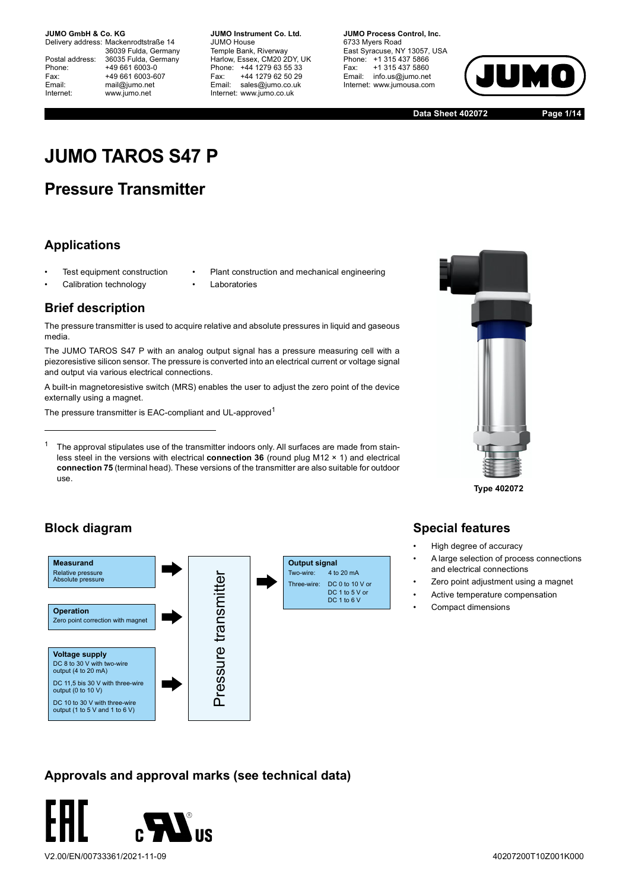**JUMO GmbH & Co. KG**
Delivery address: Mackenrodtstraße 14
36039 Fulda, Germany
Postal address: 36035 Fulda, Germany
Phone: +49 661 6003-0
Fax: +49 661 6003-607
Email: mail@jumo.net
Internet: www.jumo.net

**JUMO Instrument Co. Ltd.**
JUMO House
Temple Bank, Riverway
Harlow, Essex, CM20 2DY, UK
Phone: +44 1279 63 55 33
Fax: +44 1279 62 50 29
Email: sales@jumo.co.uk
Internet: www.jumo.co.uk

**JUMO Process Control, Inc.**
6733 Myers Road
East Syracuse, NY 13057, USA
Phone: +1 315 437 5866
Fax: +1 315 437 5860
Email: info.us@jumo.net
Internet: www.jumousa.com

**Data Sheet 402072**

# JUMO TAROS S47 P

## Pressure Transmitter

### Applications

- Test equipment construction
- Calibration technology
- Plant construction and mechanical engineering
- Laboratories

### Brief description

The pressure transmitter is used to acquire relative and absolute pressures in liquid and gaseous media.

The JUMO TAROS S47 P with an analog output signal has a pressure measuring cell with a piezoresistive silicon sensor. The pressure is converted into an electrical current or voltage signal and output via various electrical connections.

A built-in magnetoresistive switch (MRS) enables the user to adjust the zero point of the device externally using a magnet.

The pressure transmitter is EAC-compliant and UL-approved[1]

[1] The approval stipulates use of the transmitter indoors only. All surfaces are made from stainless steel in the versions with electrical **connection 36** (round plug M12 × 1) and electrical **connection 75** (terminal head). These versions of the transmitter are also suitable for outdoor use.

Type 402072

### Block diagram

**Measurand**
Relative pressure
Absolute pressure

**Operation**
Zero point correction with magnet

**Voltage supply**
DC 8 to 30 V with two-wire output (4 to 20 mA)
DC 11,5 bis 30 V with three-wire output (0 to 10 V)
DC 10 to 30 V with three-wire output (1 to 5 V and 1 to 6 V)

→ Pressure transmitter →

**Output signal**
Two-wire: 4 to 20 mA
Three-wire: DC 0 to 10 V or DC 1 to 5 V or DC 1 to 6 V

### Special features

- High degree of accuracy
- A large selection of process connections and electrical connections
- Zero point adjustment using a magnet
- Active temperature compensation
- Compact dimensions

### Approvals and approval marks (see technical data)

EAC c UL us

V2.00/EN/00733361/2021-11-09 40207200T10Z001K000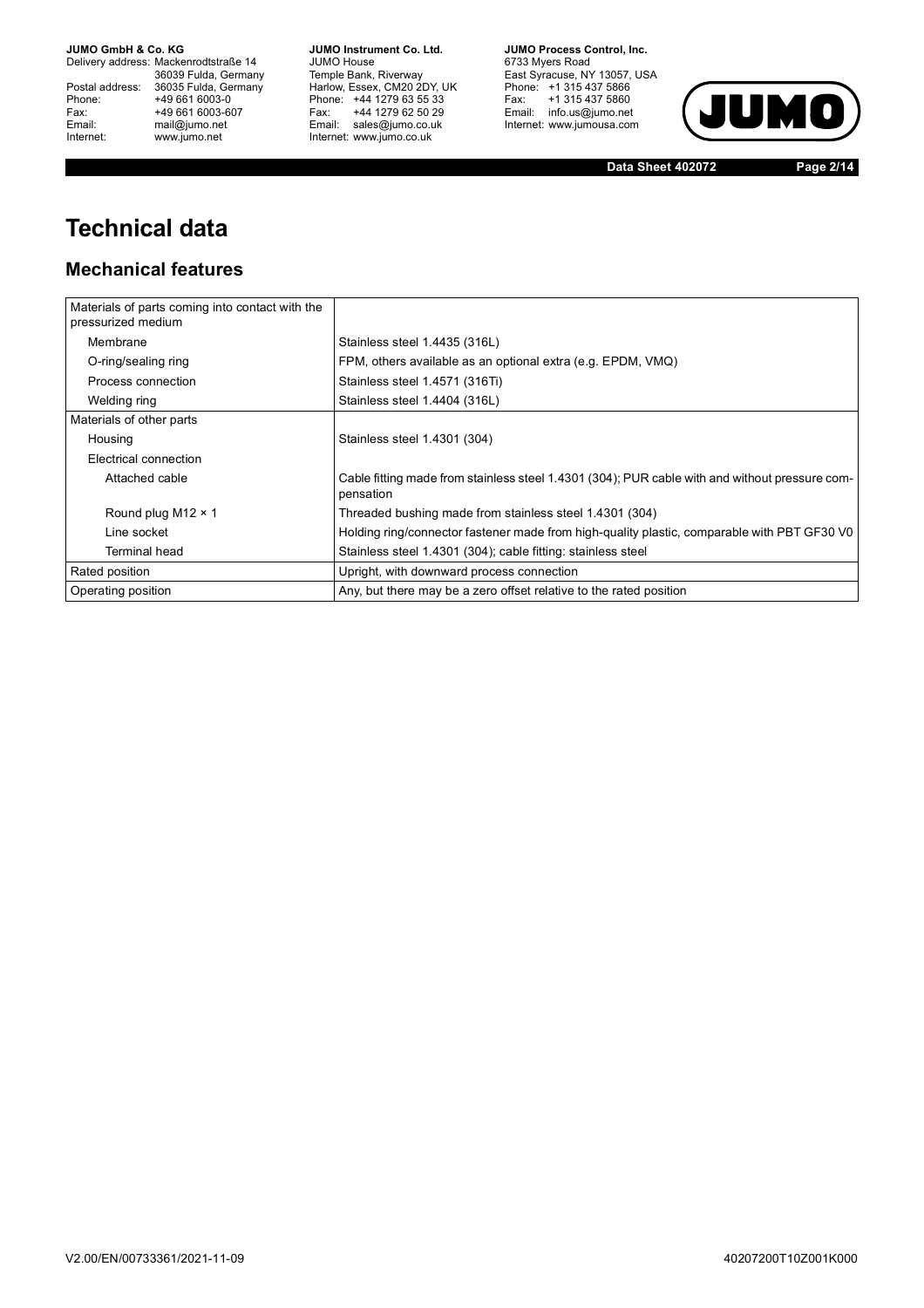# Technical data

## Mechanical features

| | |
|---|---|
| Materials of parts coming into contact with the pressurized medium | |
| Membrane | Stainless steel 1.4435 (316L) |
| O-ring/sealing ring | FPM, others available as an optional extra (e.g. EPDM, VMQ) |
| Process connection | Stainless steel 1.4571 (316Ti) |
| Welding ring | Stainless steel 1.4404 (316L) |
| Materials of other parts | |
| Housing | Stainless steel 1.4301 (304) |
| Electrical connection | |
| Attached cable | Cable fitting made from stainless steel 1.4301 (304); PUR cable with and without pressure compensation |
| Round plug M12 × 1 | Threaded bushing made from stainless steel 1.4301 (304) |
| Line socket | Holding ring/connector fastener made from high-quality plastic, comparable with PBT GF30 V0 |
| Terminal head | Stainless steel 1.4301 (304); cable fitting: stainless steel |
| Rated position | Upright, with downward process connection |
| Operating position | Any, but there may be a zero offset relative to the rated position |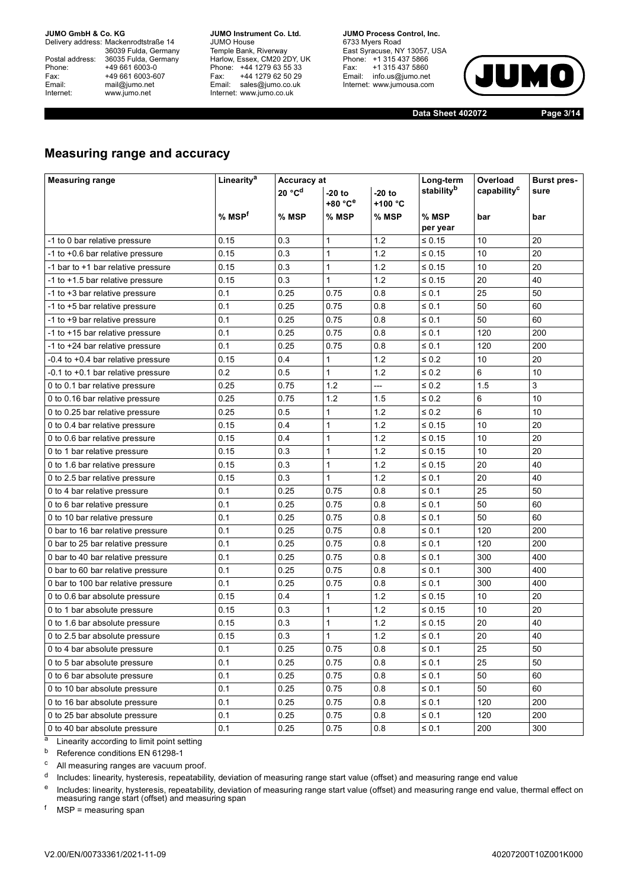## Measuring range and accuracy

| Measuring range | Linearity[a] | Accuracy at | | | Long-term stability[b] | Overload capability[c] | Burst pressure |
|---|---|---|---|---|---|---|---|
| | | 20 °C[d] | -20 to +80 °C[e] | -20 to +100 °C | | | |
| | % MSP[f] | % MSP | % MSP | % MSP | % MSP per year | bar | bar |
| -1 to 0 bar relative pressure | 0.15 | 0.3 | 1 | 1.2 | ≤ 0.15 | 10 | 20 |
| -1 to +0.6 bar relative pressure | 0.15 | 0.3 | 1 | 1.2 | ≤ 0.15 | 10 | 20 |
| -1 bar to +1 bar relative pressure | 0.15 | 0.3 | 1 | 1.2 | ≤ 0.15 | 10 | 20 |
| -1 to +1.5 bar relative pressure | 0.15 | 0.3 | 1 | 1.2 | ≤ 0.15 | 20 | 40 |
| -1 to +3 bar relative pressure | 0.1 | 0.25 | 0.75 | 0.8 | ≤ 0.1 | 25 | 50 |
| -1 to +5 bar relative pressure | 0.1 | 0.25 | 0.75 | 0.8 | ≤ 0.1 | 50 | 60 |
| -1 to +9 bar relative pressure | 0.1 | 0.25 | 0.75 | 0.8 | ≤ 0.1 | 50 | 60 |
| -1 to +15 bar relative pressure | 0.1 | 0.25 | 0.75 | 0.8 | ≤ 0.1 | 120 | 200 |
| -1 to +24 bar relative pressure | 0.1 | 0.25 | 0.75 | 0.8 | ≤ 0.1 | 120 | 200 |
| -0.4 to +0.4 bar relative pressure | 0.15 | 0.4 | 1 | 1.2 | ≤ 0.2 | 10 | 20 |
| -0.1 to +0.1 bar relative pressure | 0.2 | 0.5 | 1 | 1.2 | ≤ 0.2 | 6 | 10 |
| 0 to 0.1 bar relative pressure | 0.25 | 0.75 | 1.2 | --- | ≤ 0.2 | 1.5 | 3 |
| 0 to 0.16 bar relative pressure | 0.25 | 0.75 | 1.2 | 1.5 | ≤ 0.2 | 6 | 10 |
| 0 to 0.25 bar relative pressure | 0.25 | 0.5 | 1 | 1.2 | ≤ 0.2 | 6 | 10 |
| 0 to 0.4 bar relative pressure | 0.15 | 0.4 | 1 | 1.2 | ≤ 0.15 | 10 | 20 |
| 0 to 0.6 bar relative pressure | 0.15 | 0.4 | 1 | 1.2 | ≤ 0.15 | 10 | 20 |
| 0 to 1 bar relative pressure | 0.15 | 0.3 | 1 | 1.2 | ≤ 0.15 | 10 | 20 |
| 0 to 1.6 bar relative pressure | 0.15 | 0.3 | 1 | 1.2 | ≤ 0.15 | 20 | 40 |
| 0 to 2.5 bar relative pressure | 0.15 | 0.3 | 1 | 1.2 | ≤ 0.1 | 20 | 40 |
| 0 to 4 bar relative pressure | 0.1 | 0.25 | 0.75 | 0.8 | ≤ 0.1 | 25 | 50 |
| 0 to 6 bar relative pressure | 0.1 | 0.25 | 0.75 | 0.8 | ≤ 0.1 | 50 | 60 |
| 0 to 10 bar relative pressure | 0.1 | 0.25 | 0.75 | 0.8 | ≤ 0.1 | 50 | 60 |
| 0 bar to 16 bar relative pressure | 0.1 | 0.25 | 0.75 | 0.8 | ≤ 0.1 | 120 | 200 |
| 0 bar to 25 bar relative pressure | 0.1 | 0.25 | 0.75 | 0.8 | ≤ 0.1 | 120 | 200 |
| 0 bar to 40 bar relative pressure | 0.1 | 0.25 | 0.75 | 0.8 | ≤ 0.1 | 300 | 400 |
| 0 bar to 60 bar relative pressure | 0.1 | 0.25 | 0.75 | 0.8 | ≤ 0.1 | 300 | 400 |
| 0 bar to 100 bar relative pressure | 0.1 | 0.25 | 0.75 | 0.8 | ≤ 0.1 | 300 | 400 |
| 0 to 0.6 bar absolute pressure | 0.15 | 0.4 | 1 | 1.2 | ≤ 0.15 | 10 | 20 |
| 0 to 1 bar absolute pressure | 0.15 | 0.3 | 1 | 1.2 | ≤ 0.15 | 10 | 20 |
| 0 to 1.6 bar absolute pressure | 0.15 | 0.3 | 1 | 1.2 | ≤ 0.15 | 20 | 40 |
| 0 to 2.5 bar absolute pressure | 0.15 | 0.3 | 1 | 1.2 | ≤ 0.1 | 20 | 40 |
| 0 to 4 bar absolute pressure | 0.1 | 0.25 | 0.75 | 0.8 | ≤ 0.1 | 25 | 50 |
| 0 to 5 bar absolute pressure | 0.1 | 0.25 | 0.75 | 0.8 | ≤ 0.1 | 25 | 50 |
| 0 to 6 bar absolute pressure | 0.1 | 0.25 | 0.75 | 0.8 | ≤ 0.1 | 50 | 60 |
| 0 to 10 bar absolute pressure | 0.1 | 0.25 | 0.75 | 0.8 | ≤ 0.1 | 50 | 60 |
| 0 to 16 bar absolute pressure | 0.1 | 0.25 | 0.75 | 0.8 | ≤ 0.1 | 120 | 200 |
| 0 to 25 bar absolute pressure | 0.1 | 0.25 | 0.75 | 0.8 | ≤ 0.1 | 120 | 200 |
| 0 to 40 bar absolute pressure | 0.1 | 0.25 | 0.75 | 0.8 | ≤ 0.1 | 200 | 300 |

[a] Linearity according to limit point setting

[b] Reference conditions EN 61298-1

[c] All measuring ranges are vacuum proof.

[d] Includes: linearity, hysteresis, repeatability, deviation of measuring range start value (offset) and measuring range end value

[e] Includes: linearity, hysteresis, repeatability, deviation of measuring range start value (offset) and measuring range end value, thermal effect on measuring range start (offset) and measuring span

[f] MSP = measuring span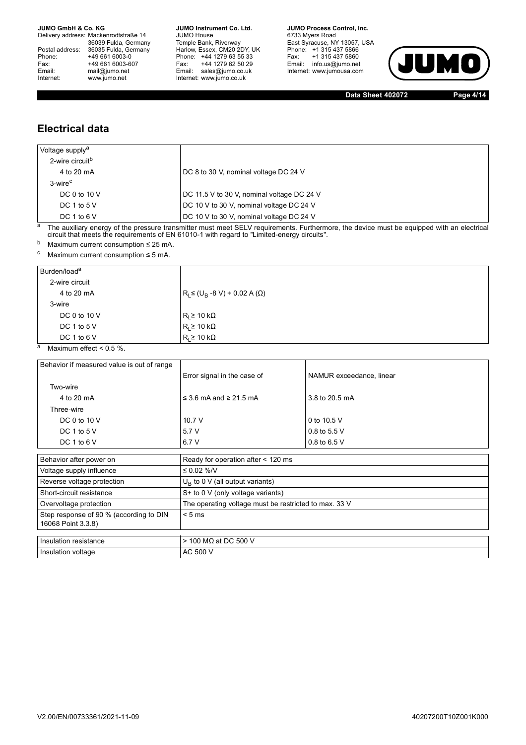## Electrical data

| Voltage supply[a] | |
|---|---|
| 2-wire circuit[b] | |
| 4 to 20 mA | DC 8 to 30 V, nominal voltage DC 24 V |
| 3-wire[c] | |
| DC 0 to 10 V | DC 11.5 V to 30 V, nominal voltage DC 24 V |
| DC 1 to 5 V | DC 10 V to 30 V, nominal voltage DC 24 V |
| DC 1 to 6 V | DC 10 V to 30 V, nominal voltage DC 24 V |

[a] The auxiliary energy of the pressure transmitter must meet SELV requirements. Furthermore, the device must be equipped with an electrical circuit that meets the requirements of EN 61010-1 with regard to "Limited-energy circuits".

[b] Maximum current consumption ≤ 25 mA.

[c] Maximum current consumption ≤ 5 mA.

| Burden/load[a] | |
|---|---|
| 2-wire circuit | |
| 4 to 20 mA | $R_L \leq (U_B - 8\ V) \div 0.02\ A\ (\Omega)$ |
| 3-wire | |
| DC 0 to 10 V | $R_L \geq 10\ k\Omega$ |
| DC 1 to 5 V | $R_L \geq 10\ k\Omega$ |
| DC 1 to 6 V | $R_L \geq 10\ k\Omega$ |

[a] Maximum effect < 0.5 %.

| Behavior if measured value is out of range | | |
|---|---|---|
| | Error signal in the case of | NAMUR exceedance, linear |
| Two-wire | | |
| 4 to 20 mA | ≤ 3.6 mA and ≥ 21.5 mA | 3.8 to 20.5 mA |
| Three-wire | | |
| DC 0 to 10 V | 10.7 V | 0 to 10.5 V |
| DC 1 to 5 V | 5.7 V | 0.8 to 5.5 V |
| DC 1 to 6 V | 6.7 V | 0.8 to 6.5 V |

| | |
|---|---|
| Behavior after power on | Ready for operation after < 120 ms |
| Voltage supply influence | ≤ 0.02 %/V |
| Reverse voltage protection | $U_B$ to 0 V (all output variants) |
| Short-circuit resistance | S+ to 0 V (only voltage variants) |
| Overvoltage protection | The operating voltage must be restricted to max. 33 V |
| Step response of 90 % (according to DIN 16068 Point 3.3.8) | < 5 ms |

| | |
|---|---|
| Insulation resistance | > 100 MΩ at DC 500 V |
| Insulation voltage | AC 500 V |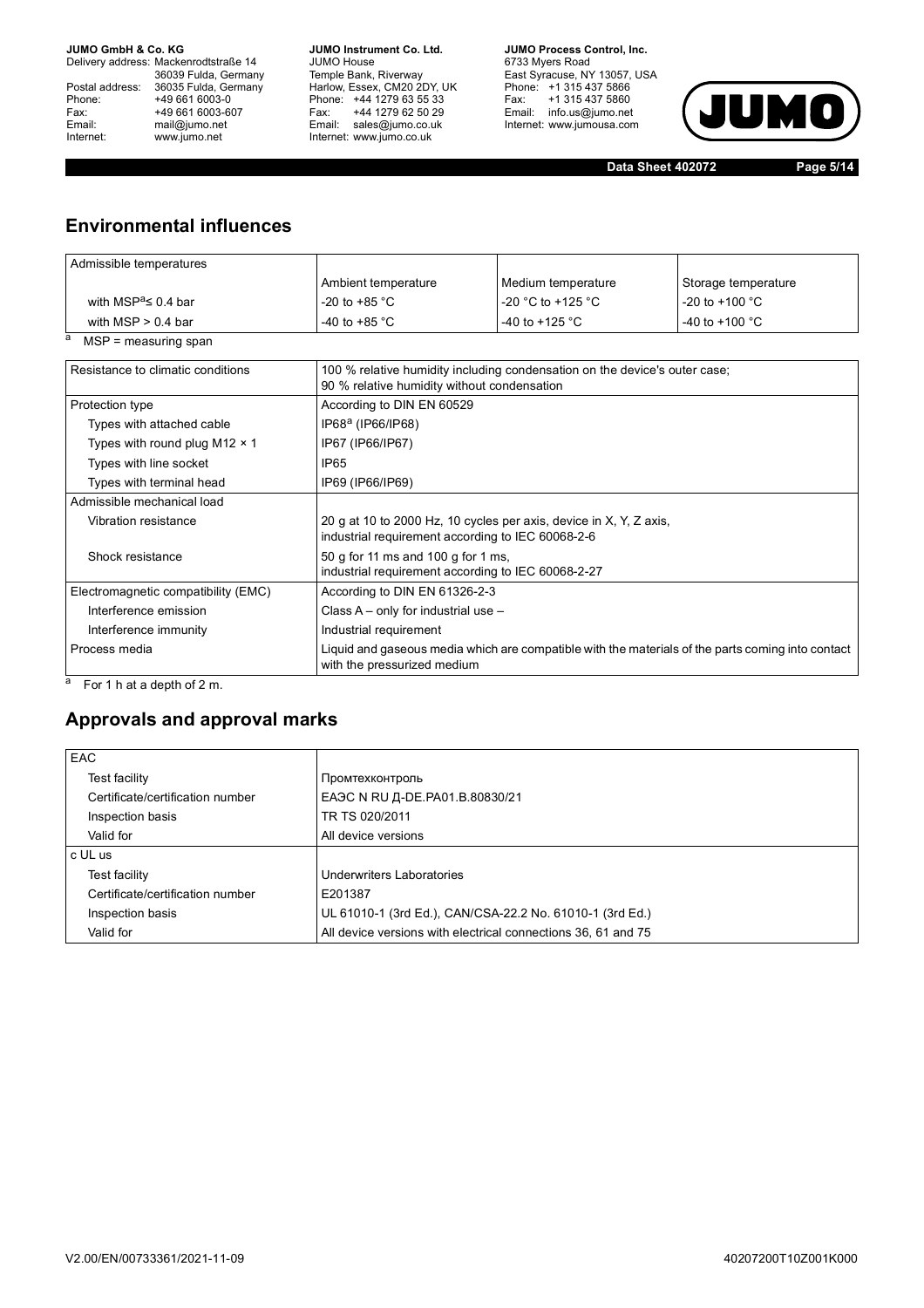## Environmental influences

| Admissible temperatures | | | |
|---|---|---|---|
| | Ambient temperature | Medium temperature | Storage temperature |
| with MSP[a]≤ 0.4 bar | -20 to +85 °C | -20 °C to +125 °C | -20 to +100 °C |
| with MSP > 0.4 bar | -40 to +85 °C | -40 to +125 °C | -40 to +100 °C |

[a] MSP = measuring span

| | |
|---|---|
| Resistance to climatic conditions | 100 % relative humidity including condensation on the device's outer case; 90 % relative humidity without condensation |
| Protection type | According to DIN EN 60529 |
| Types with attached cable | IP68[a] (IP66/IP68) |
| Types with round plug M12 × 1 | IP67 (IP66/IP67) |
| Types with line socket | IP65 |
| Types with terminal head | IP69 (IP66/IP69) |
| Admissible mechanical load | |
| Vibration resistance | 20 g at 10 to 2000 Hz, 10 cycles per axis, device in X, Y, Z axis, industrial requirement according to IEC 60068-2-6 |
| Shock resistance | 50 g for 11 ms and 100 g for 1 ms, industrial requirement according to IEC 60068-2-27 |
| Electromagnetic compatibility (EMC) | According to DIN EN 61326-2-3 |
| Interference emission | Class A – only for industrial use – |
| Interference immunity | Industrial requirement |
| Process media | Liquid and gaseous media which are compatible with the materials of the parts coming into contact with the pressurized medium |

[a] For 1 h at a depth of 2 m.

## Approvals and approval marks

| | |
|---|---|
| EAC | |
| Test facility | Промтехконтроль |
| Certificate/certification number | ЕАЭС N RU Д-DE.PA01.B.80830/21 |
| Inspection basis | TR TS 020/2011 |
| Valid for | All device versions |
| c UL us | |
| Test facility | Underwriters Laboratories |
| Certificate/certification number | E201387 |
| Inspection basis | UL 61010-1 (3rd Ed.), CAN/CSA-22.2 No. 61010-1 (3rd Ed.) |
| Valid for | All device versions with electrical connections 36, 61 and 75 |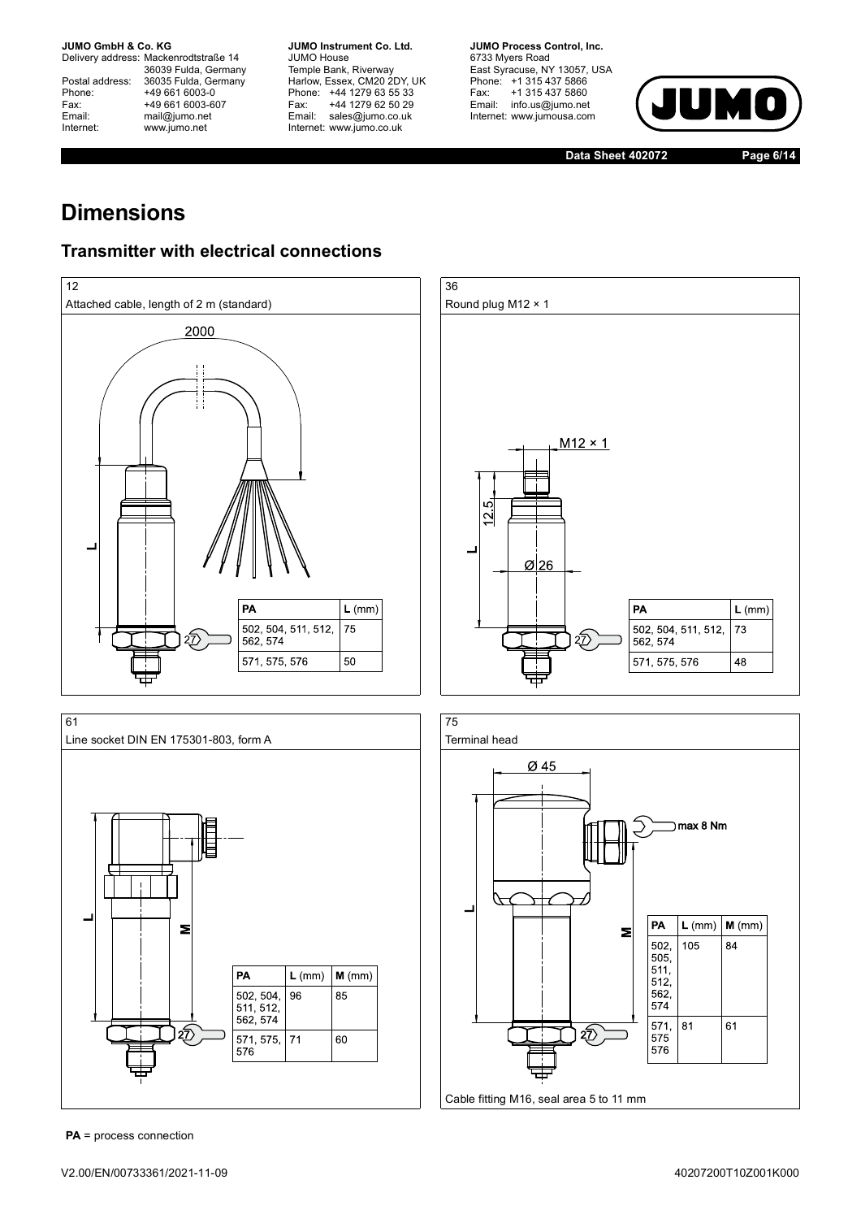# Dimensions

## Transmitter with electrical connections

### 12

Attached cable, length of 2 m (standard)

| PA | L (mm) |
|---|---|
| 502, 504, 511, 512, 562, 574 | 75 |
| 571, 575, 576 | 50 |

### 36

Round plug M12 × 1

| PA | L (mm) |
|---|---|
| 502, 504, 511, 512, 562, 574 | 73 |
| 571, 575, 576 | 48 |

### 61

Line socket DIN EN 175301-803, form A

| PA | L (mm) | M (mm) |
|---|---|---|
| 502, 504, 511, 512, 562, 574 | 96 | 85 |
| 571, 575, 576 | 71 | 60 |

### 75

Terminal head

| PA | L (mm) | M (mm) |
|---|---|---|
| 502, 505, 511, 512, 562, 574 | 105 | 84 |
| 571, 575 576 | 81 | 61 |

Cable fitting M16, seal area 5 to 11 mm

**PA** = process connection

V2.00/EN/00733361/2021-11-09

40207200T10Z001K000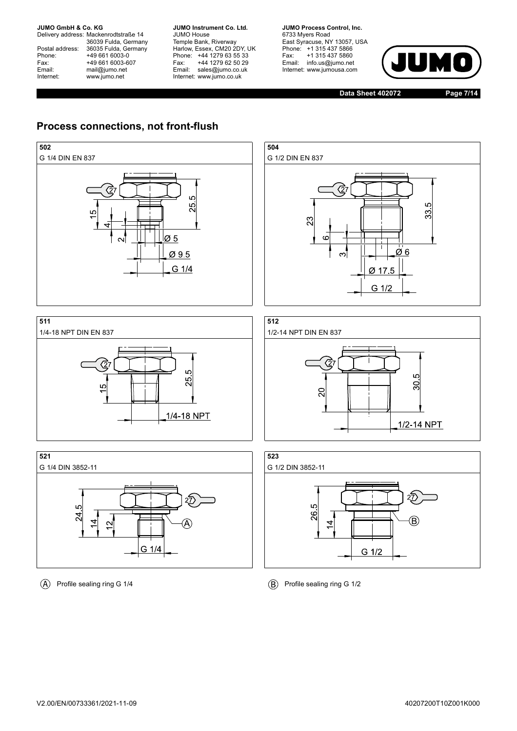## Process connections, not front-flush

**502**

G 1/4 DIN EN 837

27, 15, 4, 2, 25.5, Ø 5, Ø 9.5, G 1/4

**504**

G 1/2 DIN EN 837

27, 23, 6, 3, 33.5, Ø 6, Ø 17.5, G 1/2

**511**

1/4-18 NPT DIN EN 837

27, 15, 25.5, 1/4-18 NPT

**512**

1/2-14 NPT DIN EN 837

27, 20, 30.5, 1/2-14 NPT

**521**

G 1/4 DIN 3852-11

24.5, 14, 12, 27, A, G 1/4

**523**

G 1/2 DIN 3852-11

26.5, 14, 27, B, G 1/2

(A) Profile sealing ring G 1/4

(B) Profile sealing ring G 1/2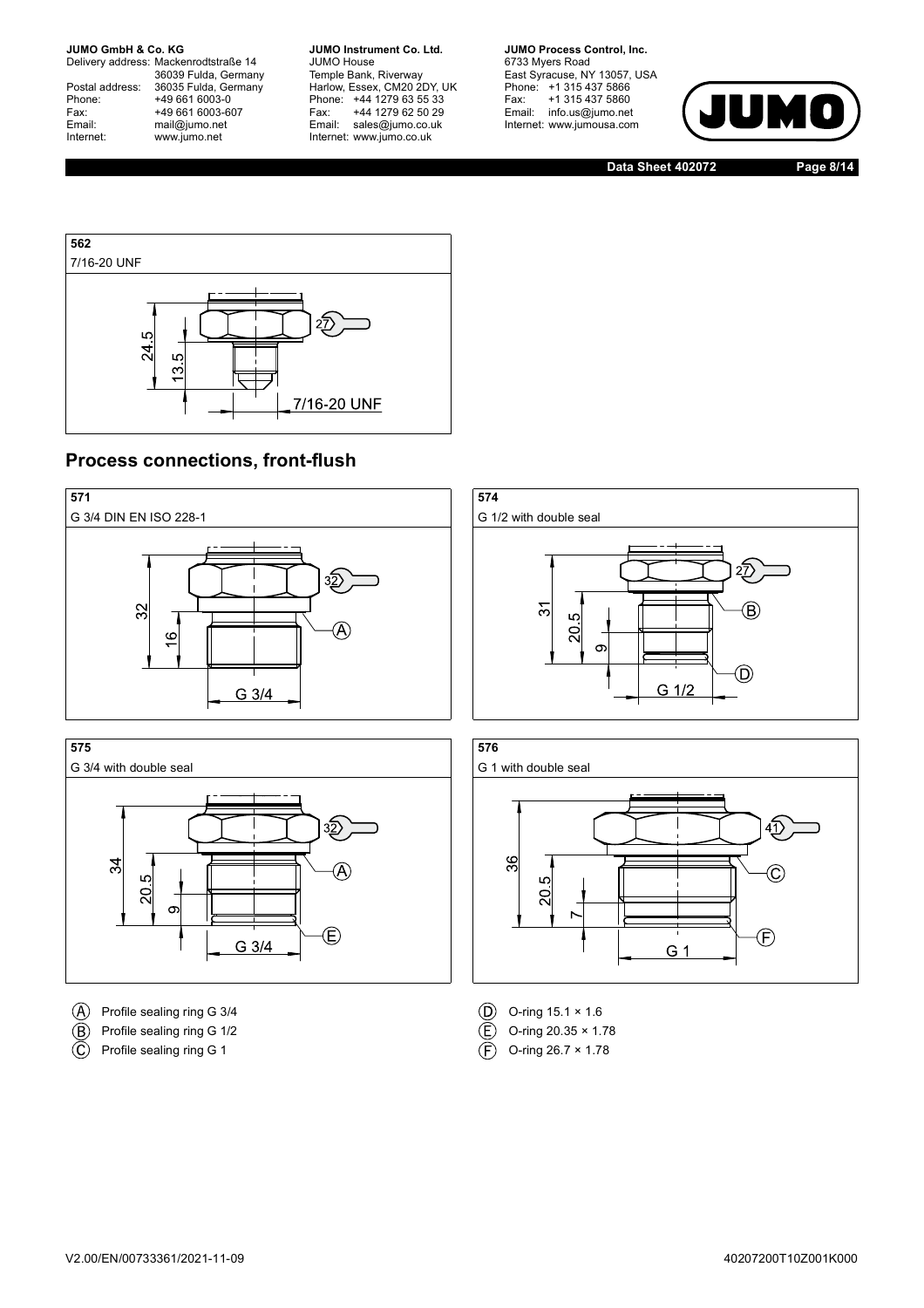**562**

7/16-20 UNF

24.5
13.5
27
7/16-20 UNF

## Process connections, front-flush

**571**

G 3/4 DIN EN ISO 228-1

32
16
32
A
G 3/4

**574**

G 1/2 with double seal

31
20.5
9
27
B
D
G 1/2

**575**

G 3/4 with double seal

34
20.5
9
32
A
E
G 3/4

**576**

G 1 with double seal

36
20.5
7
41
C
F
G 1

- (A) Profile sealing ring G 3/4
- (B) Profile sealing ring G 1/2
- (C) Profile sealing ring G 1
- (D) O-ring 15.1 × 1.6
- (E) O-ring 20.35 × 1.78
- (F) O-ring 26.7 × 1.78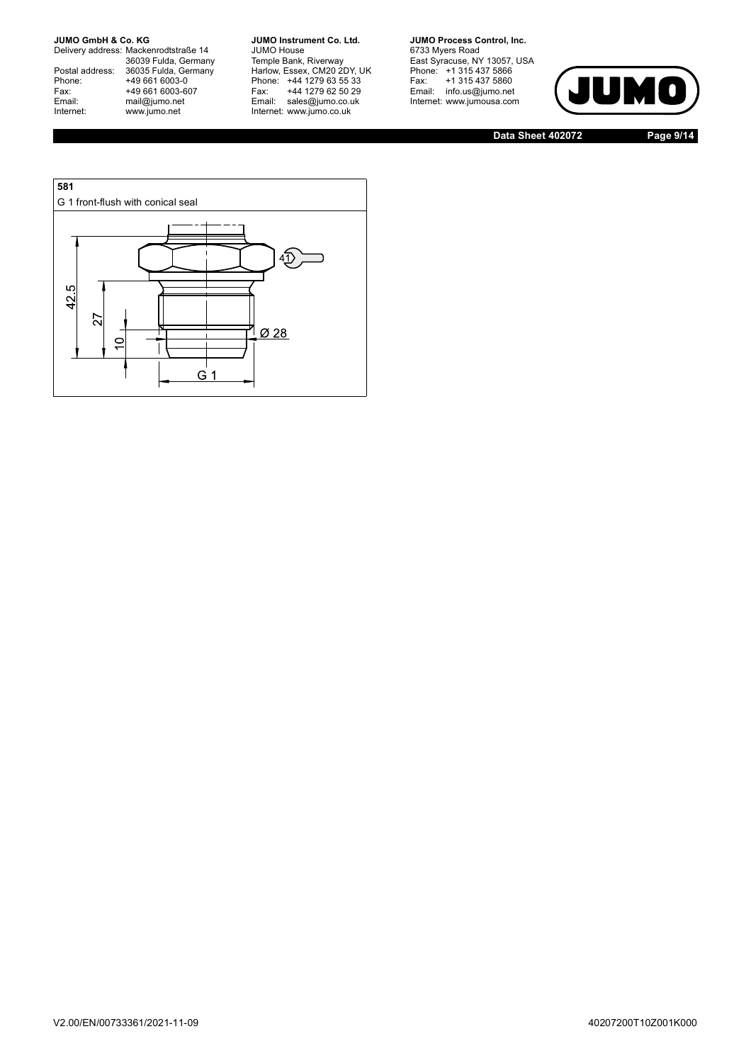**581**

G 1 front-flush with conical seal

41

42.5

27

10

Ø 28

G 1

V2.00/EN/00733361/2021-11-09

40207200T10Z001K000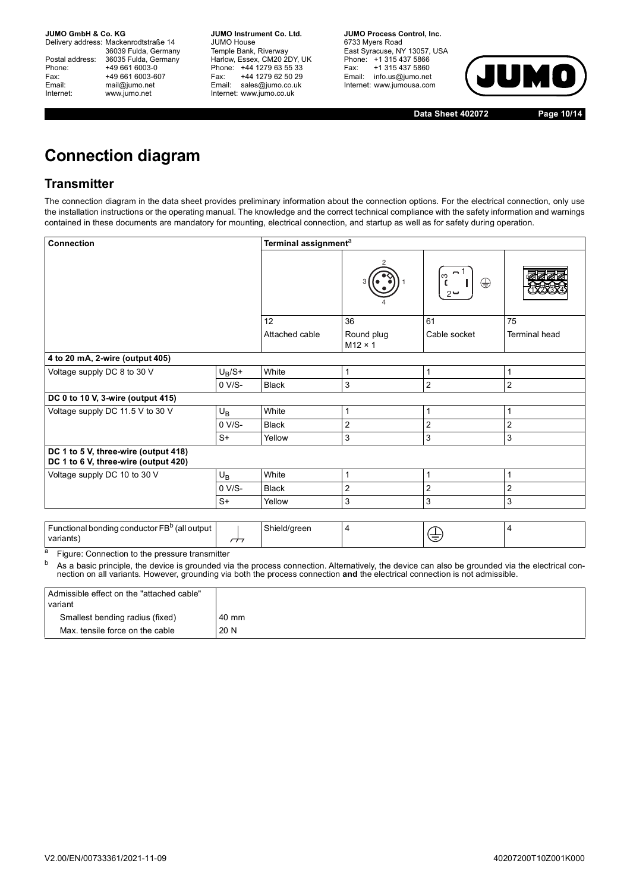# Connection diagram

## Transmitter

The connection diagram in the data sheet provides preliminary information about the connection options. For the electrical connection, only use the installation instructions or the operating manual. The knowledge and the correct technical compliance with the safety information and warnings contained in these documents are mandatory for mounting, electrical connection, and startup as well as for safety during operation.

| Connection | | Terminal assignment[a] | | | |
|---|---|---|---|---|---|
| | | 12<br>Attached cable | 36<br>Round plug<br>M12 × 1 | 61<br>Cable socket | 75<br>Terminal head |
| **4 to 20 mA, 2-wire (output 405)** | | | | | |
| Voltage supply DC 8 to 30 V | $U_B$/S+ | White | 1 | 1 | 1 |
| | 0 V/S- | Black | 3 | 2 | 2 |
| **DC 0 to 10 V, 3-wire (output 415)** | | | | | |
| Voltage supply DC 11.5 V to 30 V | $U_B$ | White | 1 | 1 | 1 |
| | 0 V/S- | Black | 2 | 2 | 2 |
| | S+ | Yellow | 3 | 3 | 3 |
| **DC 1 to 5 V, three-wire (output 418)<br>DC 1 to 6 V, three-wire (output 420)** | | | | | |
| Voltage supply DC 10 to 30 V | $U_B$ | White | 1 | 1 | 1 |
| | 0 V/S- | Black | 2 | 2 | 2 |
| | S+ | Yellow | 3 | 3 | 3 |
| Functional bonding conductor FB[b] (all output variants) | ⏚ | Shield/green | 4 | ⏚ | 4 |

[a] Figure: Connection to the pressure transmitter

[b] As a basic principle, the device is grounded via the process connection. Alternatively, the device can also be grounded via the electrical connection on all variants. However, grounding via both the process connection **and** the electrical connection is not admissible.

| Admissible effect on the "attached cable" variant | |
|---|---|
| Smallest bending radius (fixed) | 40 mm |
| Max. tensile force on the cable | 20 N |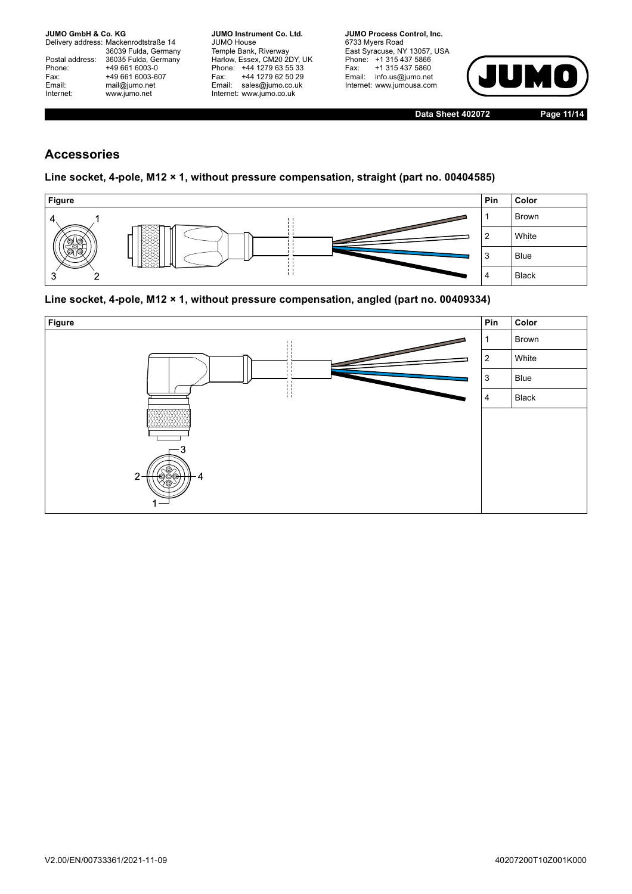## Accessories

### Line socket, 4-pole, M12 × 1, without pressure compensation, straight (part no. 00404585)

| Figure | Pin | Color |
|---|---|---|
| | 1 | Brown |
| | 2 | White |
| | 3 | Blue |
| | 4 | Black |

### Line socket, 4-pole, M12 × 1, without pressure compensation, angled (part no. 00409334)

| Figure | Pin | Color |
|---|---|---|
| | 1 | Brown |
| | 2 | White |
| | 3 | Blue |
| | 4 | Black |

V2.00/EN/00733361/2021-11-09

40207200T10Z001K000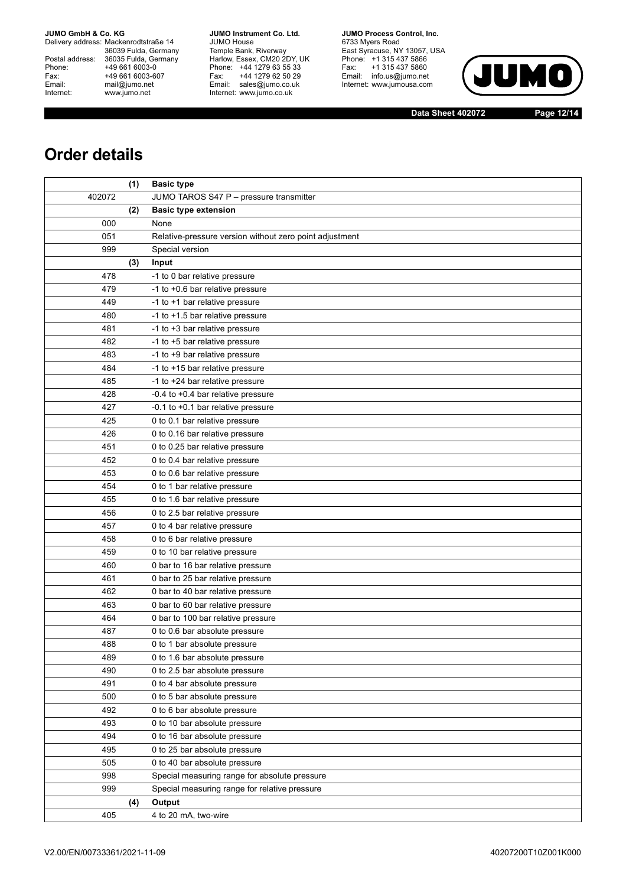# Order details

| | (1) | Basic type |
|---|---|---|
| 402072 | | JUMO TAROS S47 P – pressure transmitter |
| | (2) | **Basic type extension** |
| 000 | | None |
| 051 | | Relative-pressure version without zero point adjustment |
| 999 | | Special version |
| | (3) | **Input** |
| 478 | | -1 to 0 bar relative pressure |
| 479 | | -1 to +0.6 bar relative pressure |
| 449 | | -1 to +1 bar relative pressure |
| 480 | | -1 to +1.5 bar relative pressure |
| 481 | | -1 to +3 bar relative pressure |
| 482 | | -1 to +5 bar relative pressure |
| 483 | | -1 to +9 bar relative pressure |
| 484 | | -1 to +15 bar relative pressure |
| 485 | | -1 to +24 bar relative pressure |
| 428 | | -0.4 to +0.4 bar relative pressure |
| 427 | | -0.1 to +0.1 bar relative pressure |
| 425 | | 0 to 0.1 bar relative pressure |
| 426 | | 0 to 0.16 bar relative pressure |
| 451 | | 0 to 0.25 bar relative pressure |
| 452 | | 0 to 0.4 bar relative pressure |
| 453 | | 0 to 0.6 bar relative pressure |
| 454 | | 0 to 1 bar relative pressure |
| 455 | | 0 to 1.6 bar relative pressure |
| 456 | | 0 to 2.5 bar relative pressure |
| 457 | | 0 to 4 bar relative pressure |
| 458 | | 0 to 6 bar relative pressure |
| 459 | | 0 to 10 bar relative pressure |
| 460 | | 0 bar to 16 bar relative pressure |
| 461 | | 0 bar to 25 bar relative pressure |
| 462 | | 0 bar to 40 bar relative pressure |
| 463 | | 0 bar to 60 bar relative pressure |
| 464 | | 0 bar to 100 bar relative pressure |
| 487 | | 0 to 0.6 bar absolute pressure |
| 488 | | 0 to 1 bar absolute pressure |
| 489 | | 0 to 1.6 bar absolute pressure |
| 490 | | 0 to 2.5 bar absolute pressure |
| 491 | | 0 to 4 bar absolute pressure |
| 500 | | 0 to 5 bar absolute pressure |
| 492 | | 0 to 6 bar absolute pressure |
| 493 | | 0 to 10 bar absolute pressure |
| 494 | | 0 to 16 bar absolute pressure |
| 495 | | 0 to 25 bar absolute pressure |
| 505 | | 0 to 40 bar absolute pressure |
| 998 | | Special measuring range for absolute pressure |
| 999 | | Special measuring range for relative pressure |
| | (4) | **Output** |
| 405 | | 4 to 20 mA, two-wire |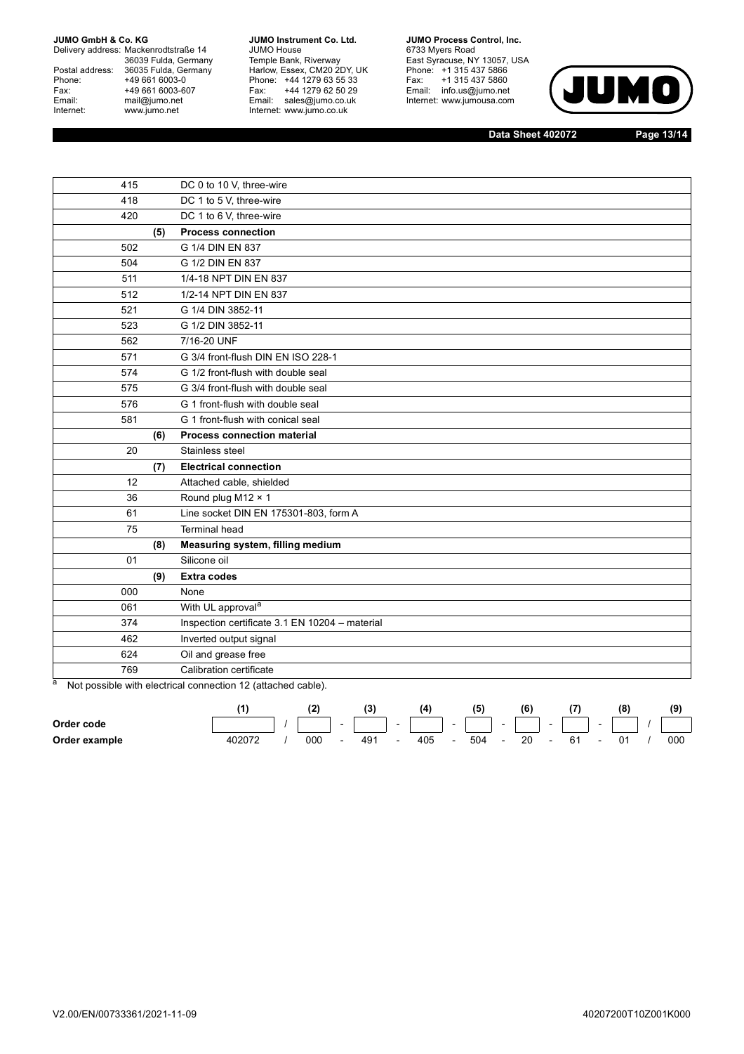| | | |
|---|---|---|
| 415 | | DC 0 to 10 V, three-wire |
| 418 | | DC 1 to 5 V, three-wire |
| 420 | | DC 1 to 6 V, three-wire |
| | **(5)** | **Process connection** |
| 502 | | G 1/4 DIN EN 837 |
| 504 | | G 1/2 DIN EN 837 |
| 511 | | 1/4-18 NPT DIN EN 837 |
| 512 | | 1/2-14 NPT DIN EN 837 |
| 521 | | G 1/4 DIN 3852-11 |
| 523 | | G 1/2 DIN 3852-11 |
| 562 | | 7/16-20 UNF |
| 571 | | G 3/4 front-flush DIN EN ISO 228-1 |
| 574 | | G 1/2 front-flush with double seal |
| 575 | | G 3/4 front-flush with double seal |
| 576 | | G 1 front-flush with double seal |
| 581 | | G 1 front-flush with conical seal |
| | **(6)** | **Process connection material** |
| 20 | | Stainless steel |
| | **(7)** | **Electrical connection** |
| 12 | | Attached cable, shielded |
| 36 | | Round plug M12 × 1 |
| 61 | | Line socket DIN EN 175301-803, form A |
| 75 | | Terminal head |
| | **(8)** | **Measuring system, filling medium** |
| 01 | | Silicone oil |
| | **(9)** | **Extra codes** |
| 000 | | None |
| 061 | | With UL approval[a] |
| 374 | | Inspection certificate 3.1 EN 10204 – material |
| 462 | | Inverted output signal |
| 624 | | Oil and grease free |
| 769 | | Calibration certificate |

[a] Not possible with electrical connection 12 (attached cable).

| | (1) | | (2) | | (3) | | (4) | | (5) | | (6) | | (7) | | (8) | | (9) |
|---|---|---|---|---|---|---|---|---|---|---|---|---|---|---|---|---|---|
| **Order code** | | / | | - | | - | | - | | - | | - | | - | | / | |
| **Order example** | 402072 | / | 000 | - | 491 | - | 405 | - | 504 | - | 20 | - | 61 | - | 01 | / | 000 |

V2.00/EN/00733361/2021-11-09 40207200T10Z001K000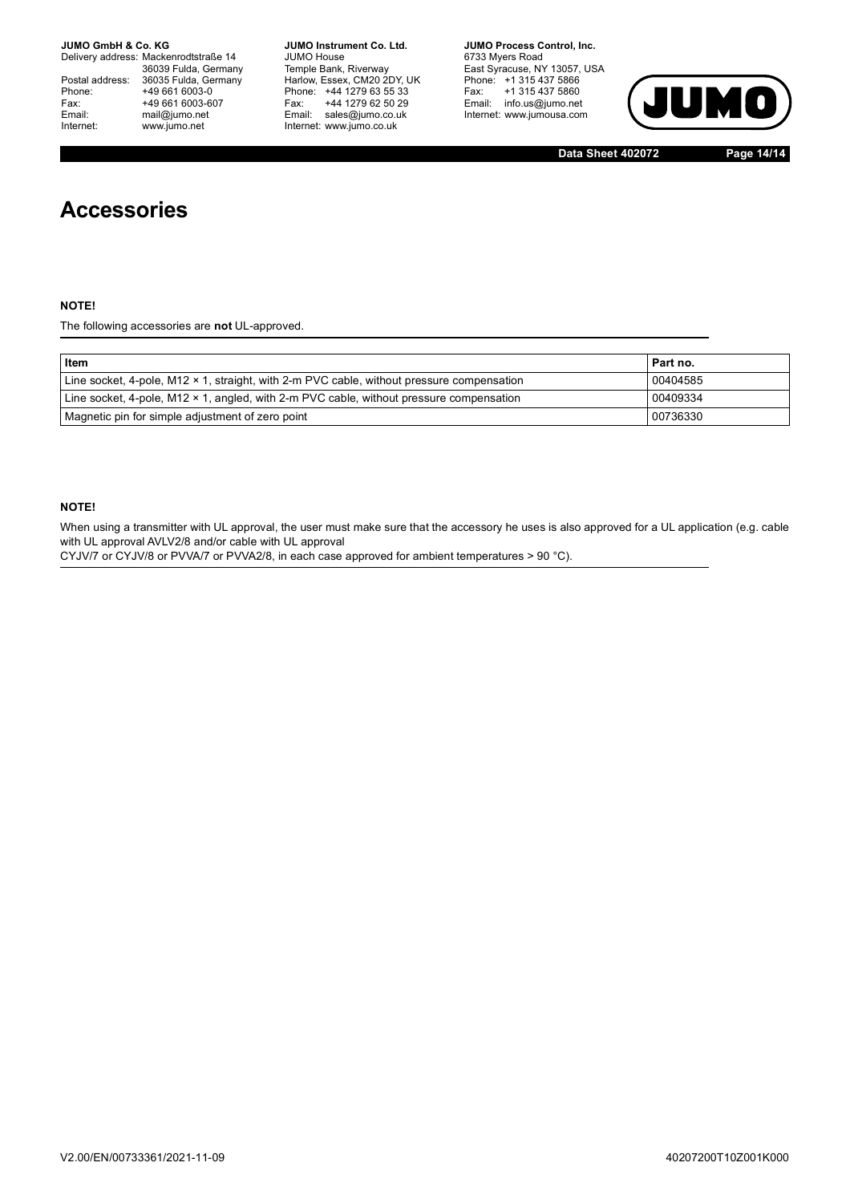# Accessories

**NOTE!**

The following accessories are **not** UL-approved.

| Item | Part no. |
|---|---|
| Line socket, 4-pole, M12 × 1, straight, with 2-m PVC cable, without pressure compensation | 00404585 |
| Line socket, 4-pole, M12 × 1, angled, with 2-m PVC cable, without pressure compensation | 00409334 |
| Magnetic pin for simple adjustment of zero point | 00736330 |

**NOTE!**

When using a transmitter with UL approval, the user must make sure that the accessory he uses is also approved for a UL application (e.g. cable with UL approval AVLV2/8 and/or cable with UL approval
CYJV/7 or CYJV/8 or PVVA/7 or PVVA2/8, in each case approved for ambient temperatures > 90 °C).